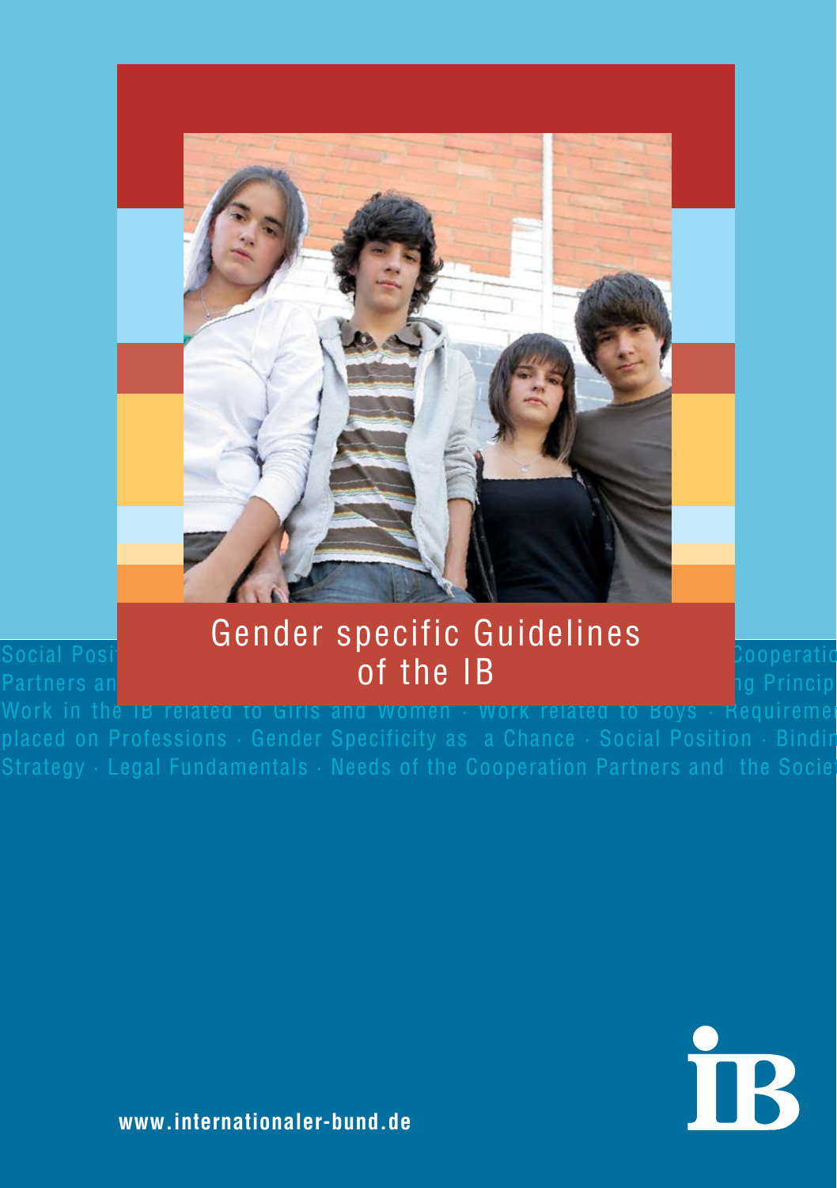# Gender specific Guidelines of the IB

Social Position · Binding Strategy · Legal Fundamentals · Needs of the Cooperation Partners and the Society · Guiding Principles · Work in the IB related to Girls and Women · Work related to Boys · Requirements placed on Professions · Gender Specificity as a Chance · Social Position · Binding Strategy · Legal Fundamentals · Needs of the Cooperation Partners and the Society

**www.internationaler-bund.de**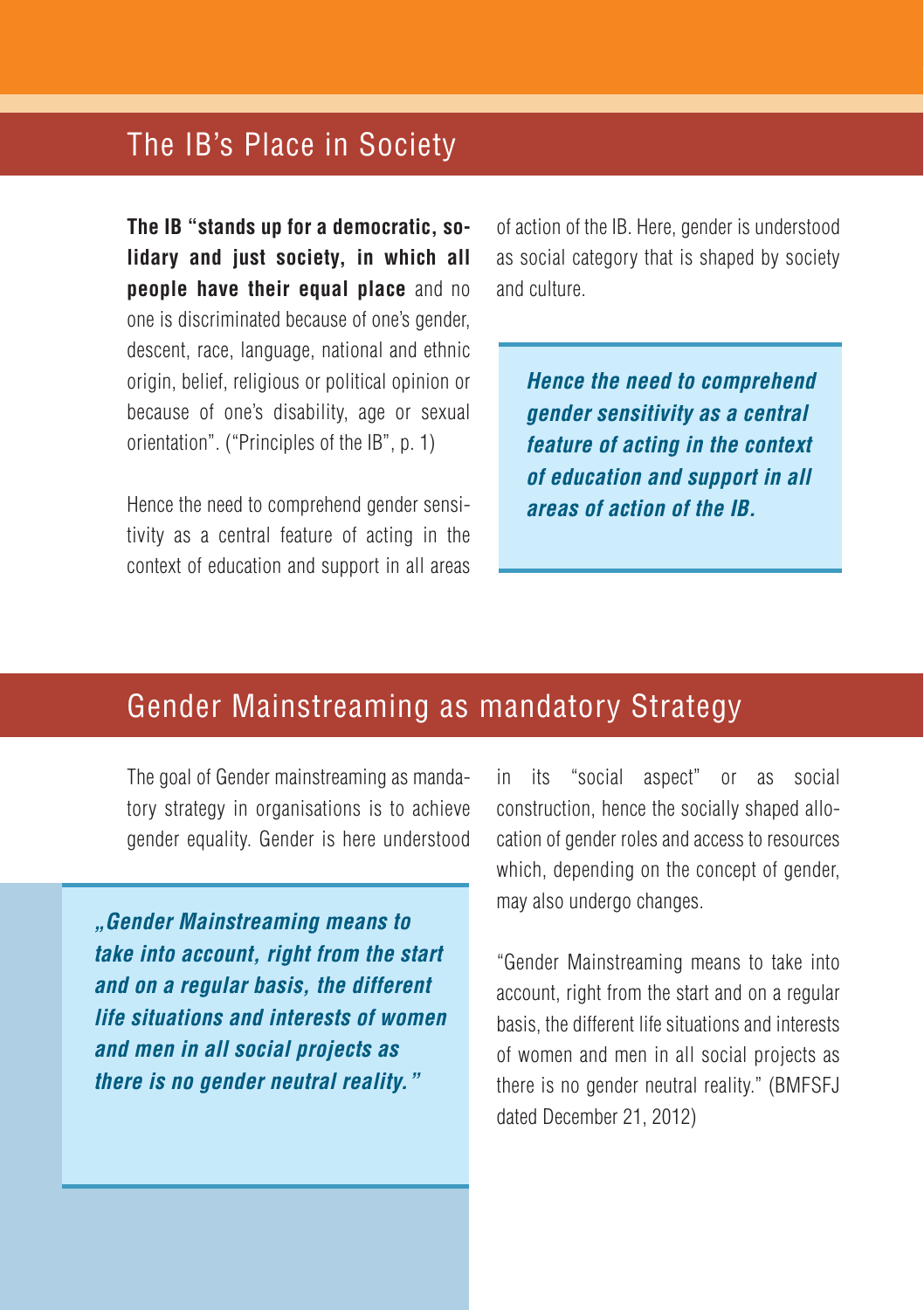## The IB's Place in Society

**The IB "stands up for a democratic, solidary and just society, in which all people have their equal place** and no one is discriminated because of one's gender, descent, race, language, national and ethnic origin, belief, religious or political opinion or because of one's disability, age or sexual orientation". ("Principles of the IB", p. 1)

Hence the need to comprehend gender sensitivity as a central feature of acting in the context of education and support in all areas of action of the IB. Here, gender is understood as social category that is shaped by society and culture.

> ***Hence the need to comprehend gender sensitivity as a central feature of acting in the context of education and support in all areas of action of the IB.***

## Gender Mainstreaming as mandatory Strategy

The goal of Gender mainstreaming as mandatory strategy in organisations is to achieve gender equality. Gender is here understood in its "social aspect" or as social construction, hence the socially shaped allocation of gender roles and access to resources which, depending on the concept of gender, may also undergo changes.

> ***„Gender Mainstreaming means to take into account, right from the start and on a regular basis, the different life situations and interests of women and men in all social projects as there is no gender neutral reality."***

"Gender Mainstreaming means to take into account, right from the start and on a regular basis, the different life situations and interests of women and men in all social projects as there is no gender neutral reality." (BMFSFJ dated December 21, 2012)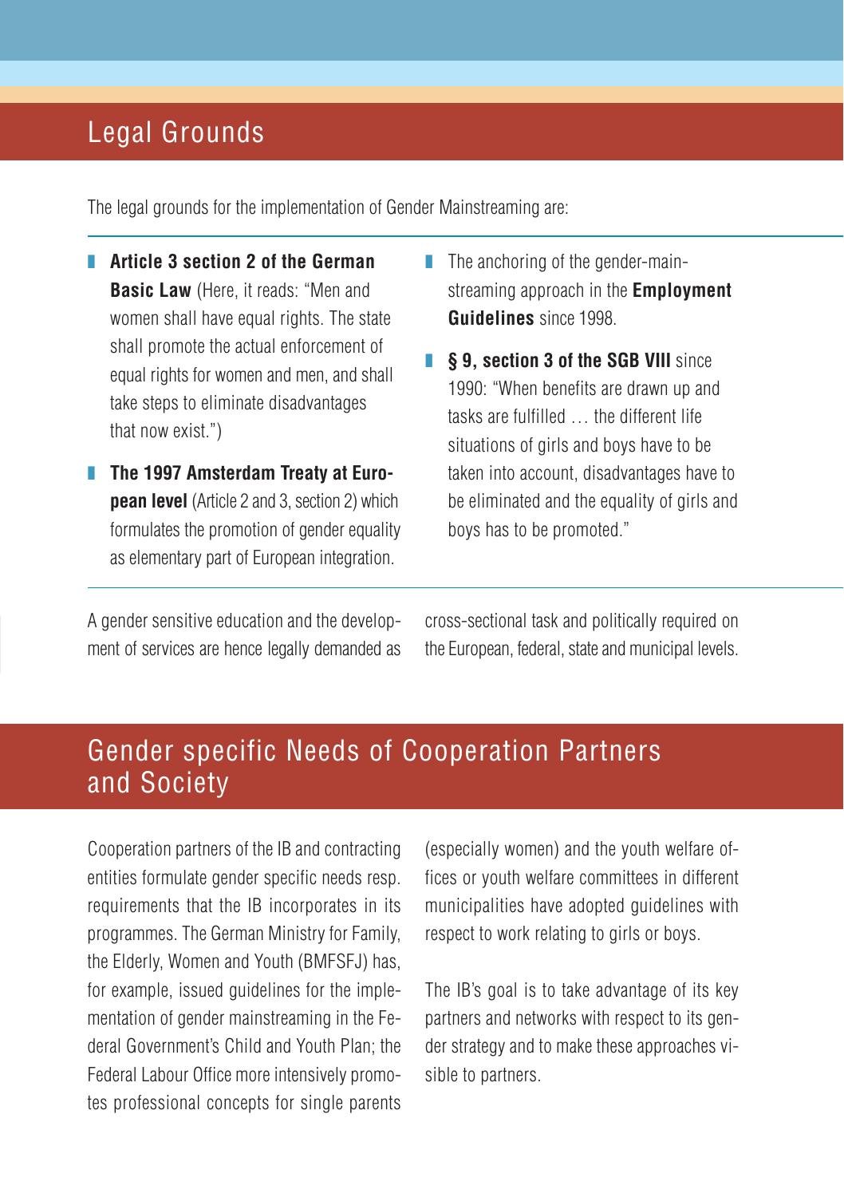## Legal Grounds

The legal grounds for the implementation of Gender Mainstreaming are:

- **Article 3 section 2 of the German Basic Law** (Here, it reads: "Men and women shall have equal rights. The state shall promote the actual enforcement of equal rights for women and men, and shall take steps to eliminate disadvantages that now exist.")
- **The 1997 Amsterdam Treaty at European level** (Article 2 and 3, section 2) which formulates the promotion of gender equality as elementary part of European integration.
- The anchoring of the gender-mainstreaming approach in the **Employment Guidelines** since 1998.
- **§ 9, section 3 of the SGB VIII** since 1990: "When benefits are drawn up and tasks are fulfilled … the different life situations of girls and boys have to be taken into account, disadvantages have to be eliminated and the equality of girls and boys has to be promoted."

A gender sensitive education and the development of services are hence legally demanded as cross-sectional task and politically required on the European, federal, state and municipal levels.

## Gender specific Needs of Cooperation Partners and Society

Cooperation partners of the IB and contracting entities formulate gender specific needs resp. requirements that the IB incorporates in its programmes. The German Ministry for Family, the Elderly, Women and Youth (BMFSFJ) has, for example, issued guidelines for the implementation of gender mainstreaming in the Federal Government's Child and Youth Plan; the Federal Labour Office more intensively promotes professional concepts for single parents (especially women) and the youth welfare offices or youth welfare committees in different municipalities have adopted guidelines with respect to work relating to girls or boys.

The IB's goal is to take advantage of its key partners and networks with respect to its gender strategy and to make these approaches visible to partners.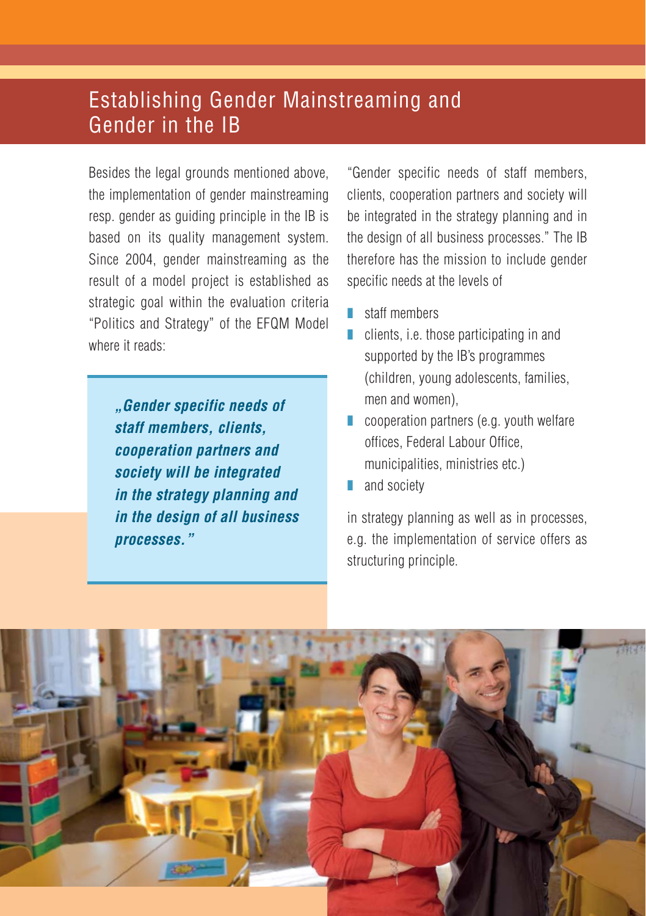# Establishing Gender Mainstreaming and Gender in the IB

Besides the legal grounds mentioned above, the implementation of gender mainstreaming resp. gender as guiding principle in the IB is based on its quality management system. Since 2004, gender mainstreaming as the result of a model project is established as strategic goal within the evaluation criteria "Politics and Strategy" of the EFQM Model where it reads:

> ***„Gender specific needs of staff members, clients, cooperation partners and society will be integrated in the strategy planning and in the design of all business processes."***

"Gender specific needs of staff members, clients, cooperation partners and society will be integrated in the strategy planning and in the design of all business processes." The IB therefore has the mission to include gender specific needs at the levels of

- staff members
- clients, i.e. those participating in and supported by the IB's programmes (children, young adolescents, families, men and women),
- cooperation partners (e.g. youth welfare offices, Federal Labour Office, municipalities, ministries etc.)
- and society

in strategy planning as well as in processes, e.g. the implementation of service offers as structuring principle.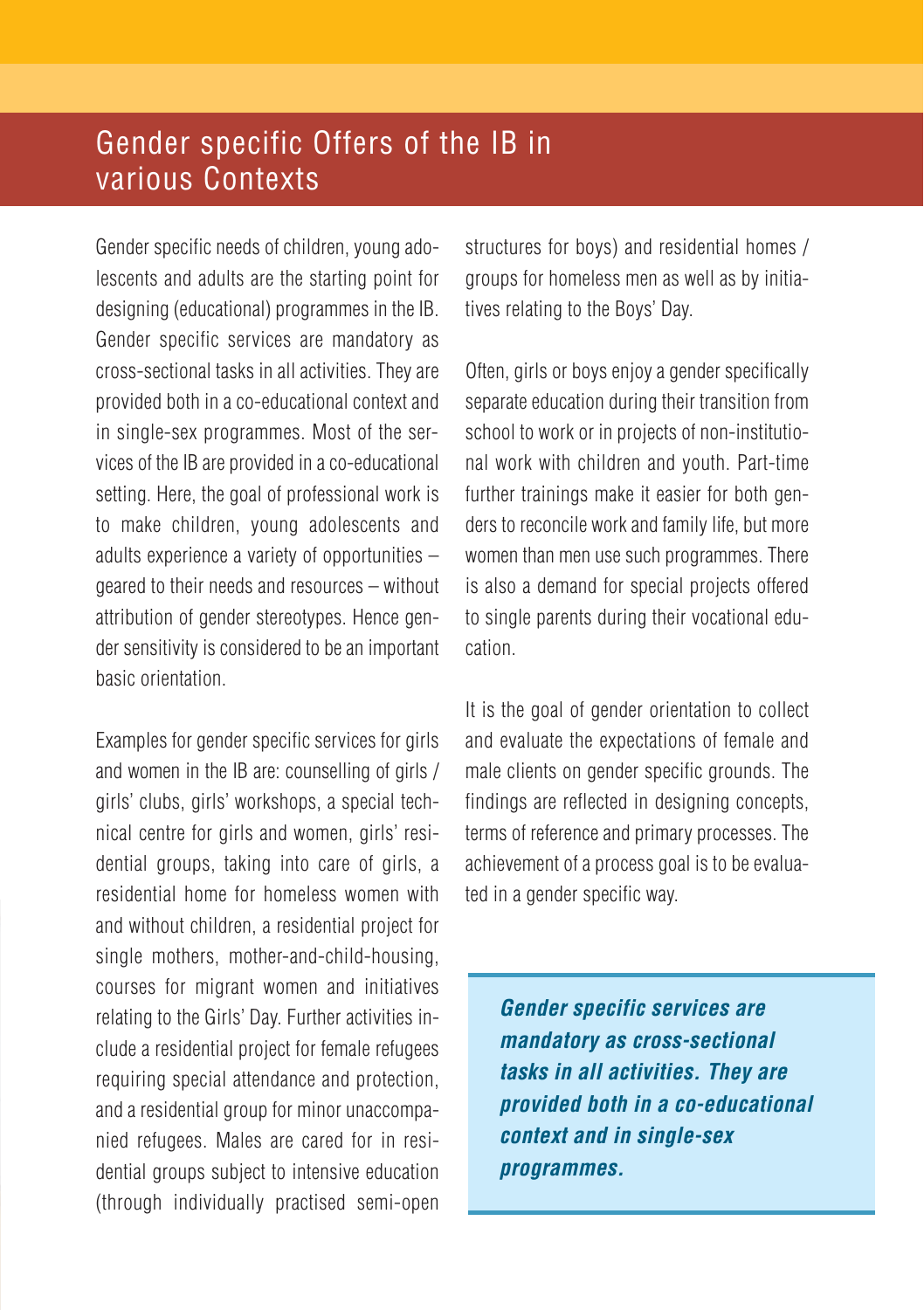# Gender specific Offers of the IB in various Contexts

Gender specific needs of children, young adolescents and adults are the starting point for designing (educational) programmes in the IB. Gender specific services are mandatory as cross-sectional tasks in all activities. They are provided both in a co-educational context and in single-sex programmes. Most of the services of the IB are provided in a co-educational setting. Here, the goal of professional work is to make children, young adolescents and adults experience a variety of opportunities – geared to their needs and resources – without attribution of gender stereotypes. Hence gender sensitivity is considered to be an important basic orientation.

Examples for gender specific services for girls and women in the IB are: counselling of girls / girls' clubs, girls' workshops, a special technical centre for girls and women, girls' residential groups, taking into care of girls, a residential home for homeless women with and without children, a residential project for single mothers, mother-and-child-housing, courses for migrant women and initiatives relating to the Girls' Day. Further activities include a residential project for female refugees requiring special attendance and protection, and a residential group for minor unaccompanied refugees. Males are cared for in residential groups subject to intensive education (through individually practised semi-open structures for boys) and residential homes / groups for homeless men as well as by initiatives relating to the Boys' Day.

Often, girls or boys enjoy a gender specifically separate education during their transition from school to work or in projects of non-institutional work with children and youth. Part-time further trainings make it easier for both genders to reconcile work and family life, but more women than men use such programmes. There is also a demand for special projects offered to single parents during their vocational education.

It is the goal of gender orientation to collect and evaluate the expectations of female and male clients on gender specific grounds. The findings are reflected in designing concepts, terms of reference and primary processes. The achievement of a process goal is to be evaluated in a gender specific way.

> ***Gender specific services are mandatory as cross-sectional tasks in all activities. They are provided both in a co-educational context and in single-sex programmes.***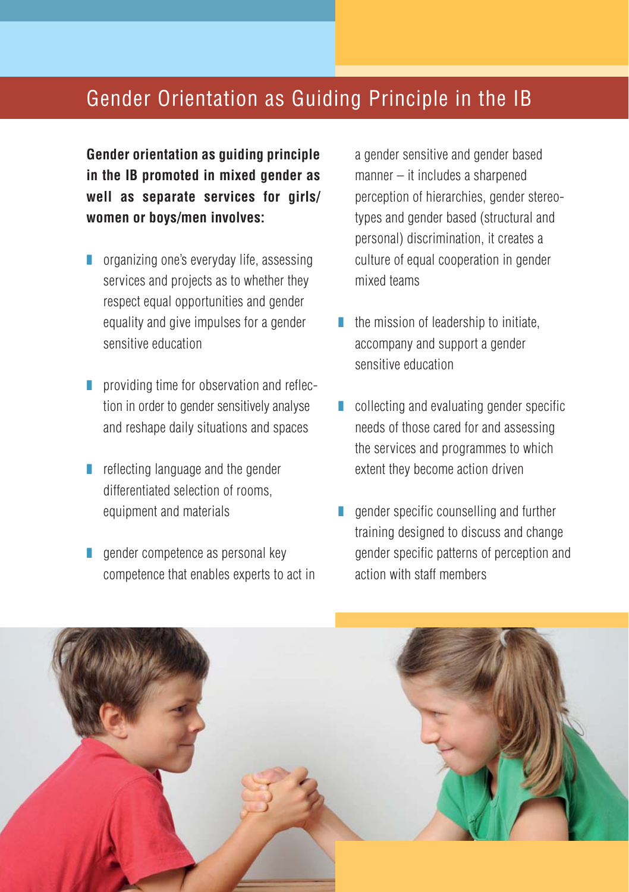# Gender Orientation as Guiding Principle in the IB

**Gender orientation as guiding principle in the IB promoted in mixed gender as well as separate services for girls/ women or boys/men involves:**

- organizing one's everyday life, assessing services and projects as to whether they respect equal opportunities and gender equality and give impulses for a gender sensitive education
- providing time for observation and reflection in order to gender sensitively analyse and reshape daily situations and spaces
- reflecting language and the gender differentiated selection of rooms, equipment and materials
- gender competence as personal key competence that enables experts to act in a gender sensitive and gender based manner – it includes a sharpened perception of hierarchies, gender stereotypes and gender based (structural and personal) discrimination, it creates a culture of equal cooperation in gender mixed teams
- the mission of leadership to initiate, accompany and support a gender sensitive education
- collecting and evaluating gender specific needs of those cared for and assessing the services and programmes to which extent they become action driven
- gender specific counselling and further training designed to discuss and change gender specific patterns of perception and action with staff members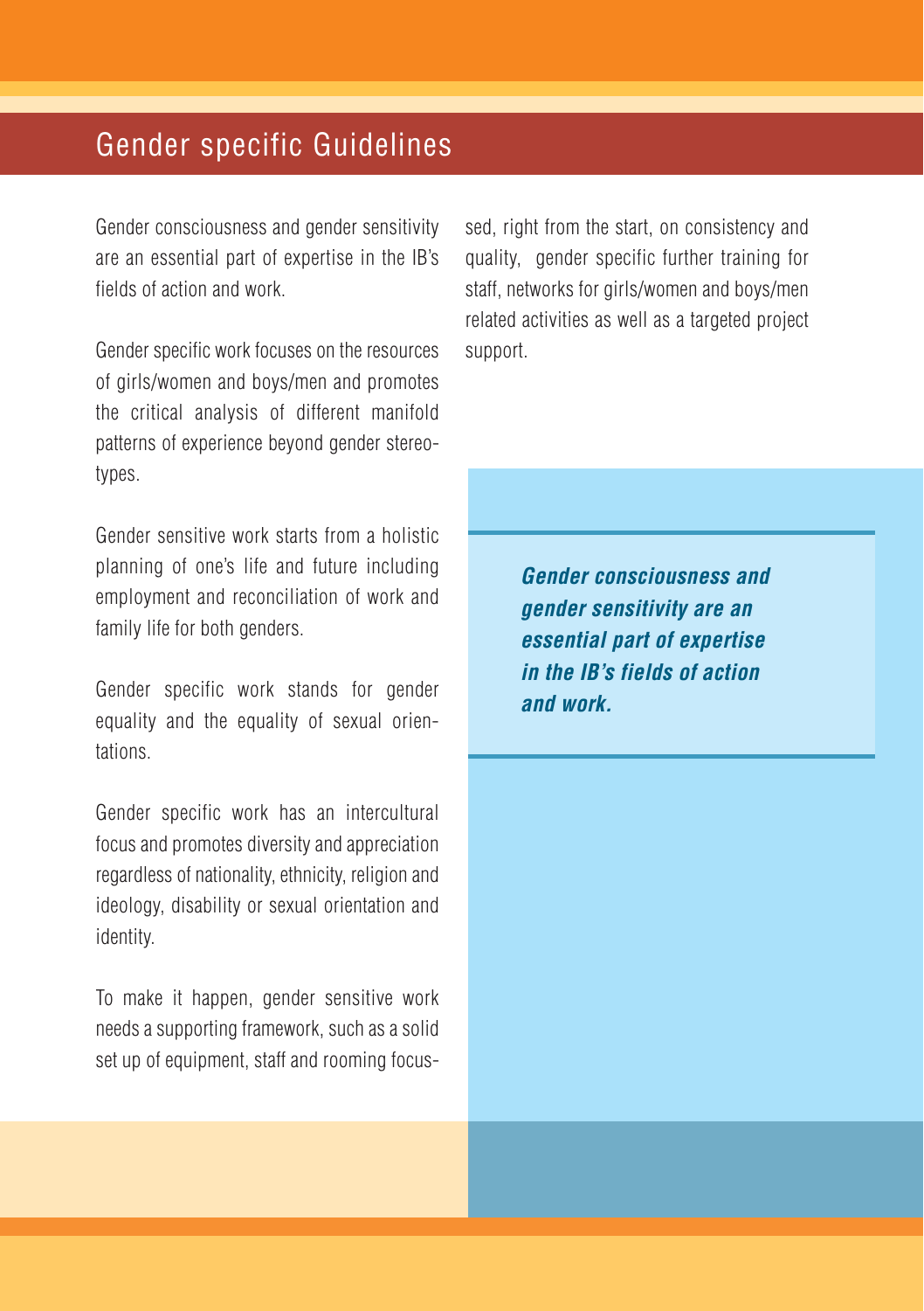## Gender specific Guidelines

Gender consciousness and gender sensitivity are an essential part of expertise in the IB's fields of action and work.

Gender specific work focuses on the resources of girls/women and boys/men and promotes the critical analysis of different manifold patterns of experience beyond gender stereotypes.

Gender sensitive work starts from a holistic planning of one's life and future including employment and reconciliation of work and family life for both genders.

Gender specific work stands for gender equality and the equality of sexual orientations.

Gender specific work has an intercultural focus and promotes diversity and appreciation regardless of nationality, ethnicity, religion and ideology, disability or sexual orientation and identity.

To make it happen, gender sensitive work needs a supporting framework, such as a solid set up of equipment, staff and rooming focused, right from the start, on consistency and quality, gender specific further training for staff, networks for girls/women and boys/men related activities as well as a targeted project support.

***Gender consciousness and gender sensitivity are an essential part of expertise in the IB's fields of action and work.***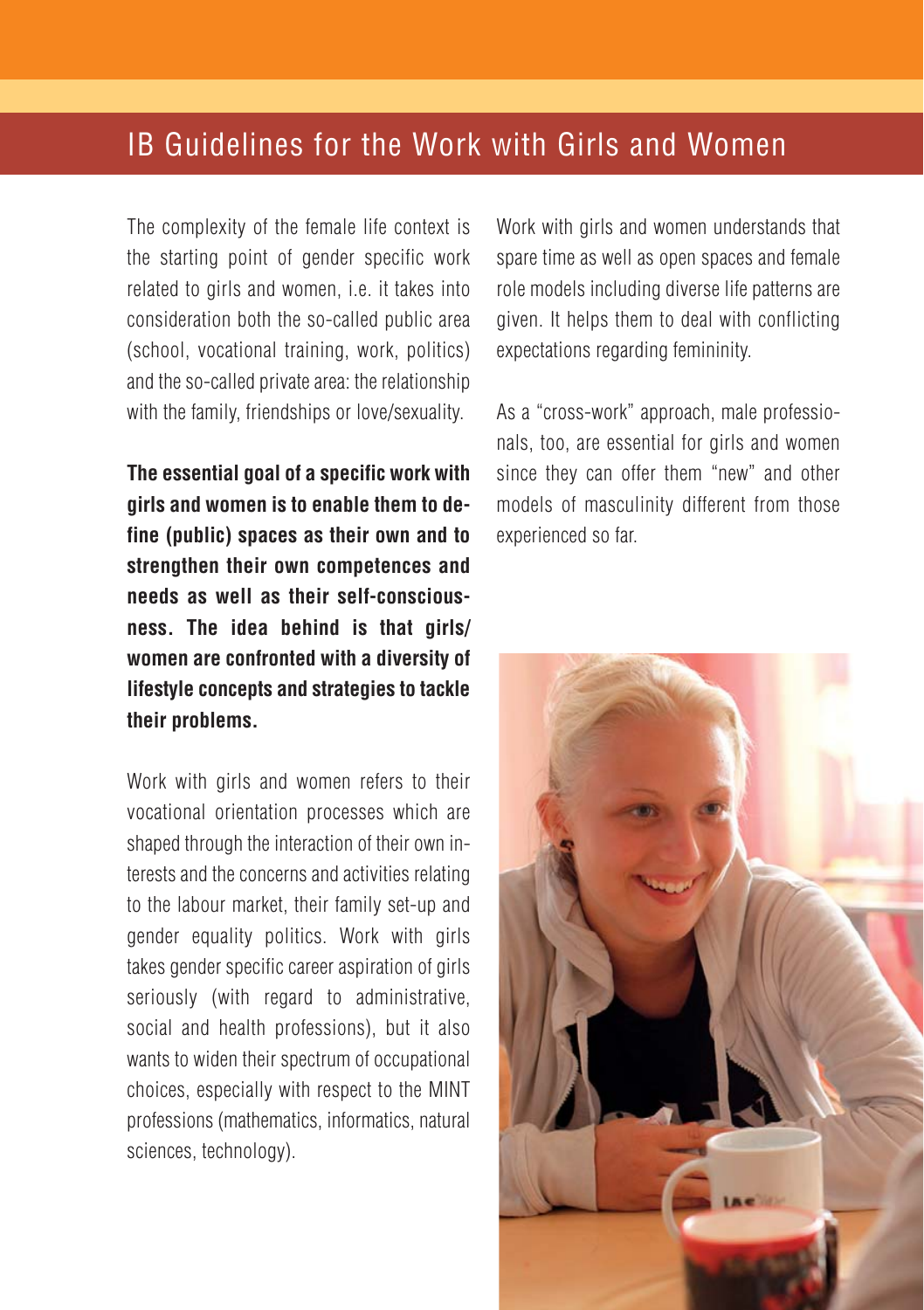# IB Guidelines for the Work with Girls and Women

The complexity of the female life context is the starting point of gender specific work related to girls and women, i.e. it takes into consideration both the so-called public area (school, vocational training, work, politics) and the so-called private area: the relationship with the family, friendships or love/sexuality.

**The essential goal of a specific work with girls and women is to enable them to define (public) spaces as their own and to strengthen their own competences and needs as well as their self-consciousness. The idea behind is that girls/ women are confronted with a diversity of lifestyle concepts and strategies to tackle their problems.**

Work with girls and women refers to their vocational orientation processes which are shaped through the interaction of their own interests and the concerns and activities relating to the labour market, their family set-up and gender equality politics. Work with girls takes gender specific career aspiration of girls seriously (with regard to administrative, social and health professions), but it also wants to widen their spectrum of occupational choices, especially with respect to the MINT professions (mathematics, informatics, natural sciences, technology).

Work with girls and women understands that spare time as well as open spaces and female role models including diverse life patterns are given. It helps them to deal with conflicting expectations regarding femininity.

As a "cross-work" approach, male professionals, too, are essential for girls and women since they can offer them "new" and other models of masculinity different from those experienced so far.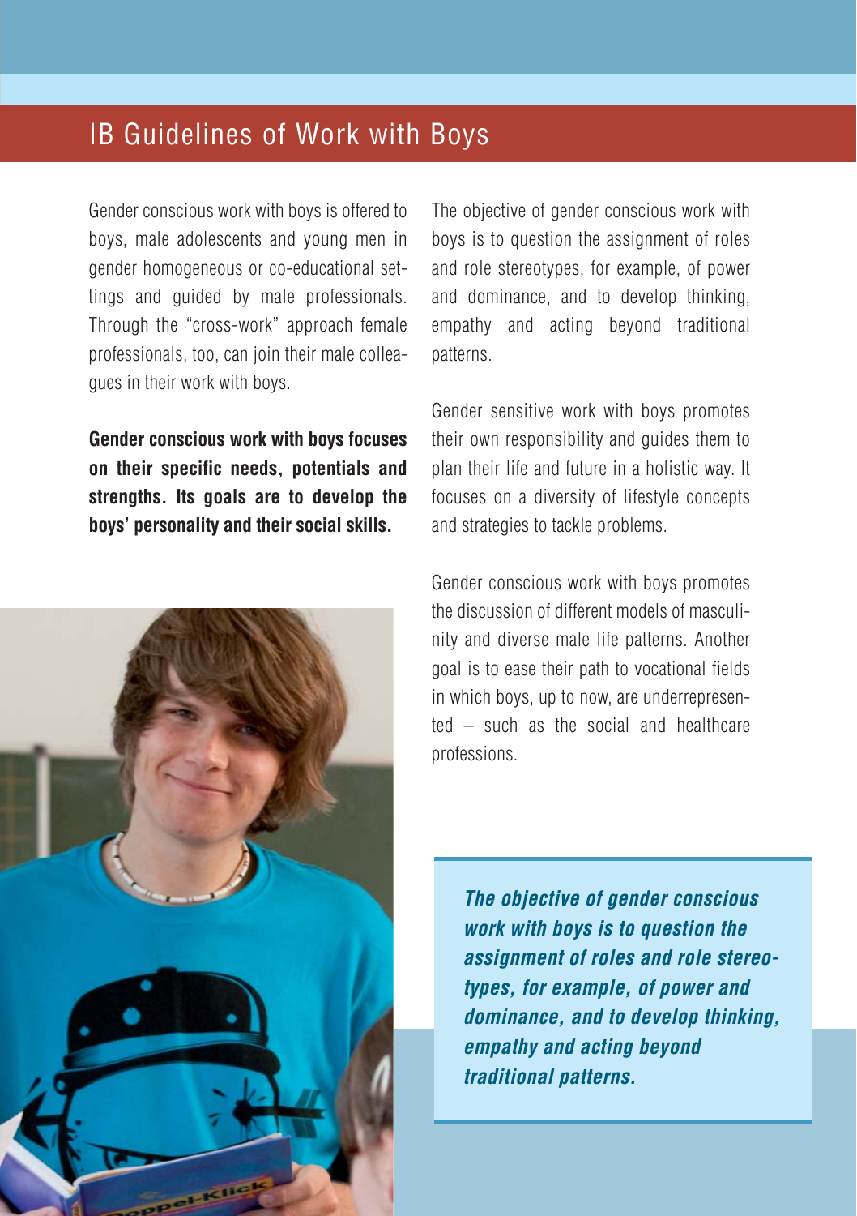# IB Guidelines of Work with Boys

Gender conscious work with boys is offered to boys, male adolescents and young men in gender homogeneous or co-educational settings and guided by male professionals. Through the "cross-work" approach female professionals, too, can join their male colleagues in their work with boys.

**Gender conscious work with boys focuses on their specific needs, potentials and strengths. Its goals are to develop the boys' personality and their social skills.**

The objective of gender conscious work with boys is to question the assignment of roles and role stereotypes, for example, of power and dominance, and to develop thinking, empathy and acting beyond traditional patterns.

Gender sensitive work with boys promotes their own responsibility and guides them to plan their life and future in a holistic way. It focuses on a diversity of lifestyle concepts and strategies to tackle problems.

Gender conscious work with boys promotes the discussion of different models of masculinity and diverse male life patterns. Another goal is to ease their path to vocational fields in which boys, up to now, are underrepresented – such as the social and healthcare professions.

***The objective of gender conscious work with boys is to question the assignment of roles and role stereotypes, for example, of power and dominance, and to develop thinking, empathy and acting beyond traditional patterns.***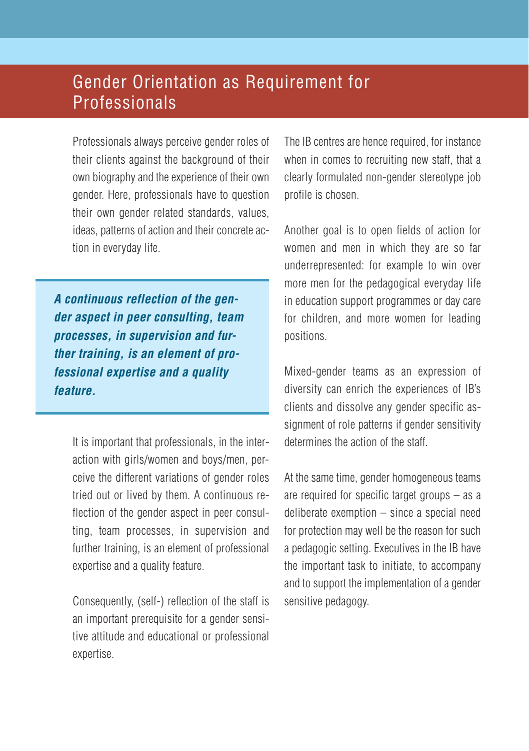# Gender Orientation as Requirement for Professionals

Professionals always perceive gender roles of their clients against the background of their own biography and the experience of their own gender. Here, professionals have to question their own gender related standards, values, ideas, patterns of action and their concrete action in everyday life.

> ***A continuous reflection of the gender aspect in peer consulting, team processes, in supervision and further training, is an element of professional expertise and a quality feature.***

It is important that professionals, in the interaction with girls/women and boys/men, perceive the different variations of gender roles tried out or lived by them. A continuous reflection of the gender aspect in peer consulting, team processes, in supervision and further training, is an element of professional expertise and a quality feature.

Consequently, (self-) reflection of the staff is an important prerequisite for a gender sensitive attitude and educational or professional expertise.

The IB centres are hence required, for instance when in comes to recruiting new staff, that a clearly formulated non-gender stereotype job profile is chosen.

Another goal is to open fields of action for women and men in which they are so far underrepresented: for example to win over more men for the pedagogical everyday life in education support programmes or day care for children, and more women for leading positions.

Mixed-gender teams as an expression of diversity can enrich the experiences of IB's clients and dissolve any gender specific assignment of role patterns if gender sensitivity determines the action of the staff.

At the same time, gender homogeneous teams are required for specific target groups – as a deliberate exemption – since a special need for protection may well be the reason for such a pedagogic setting. Executives in the IB have the important task to initiate, to accompany and to support the implementation of a gender sensitive pedagogy.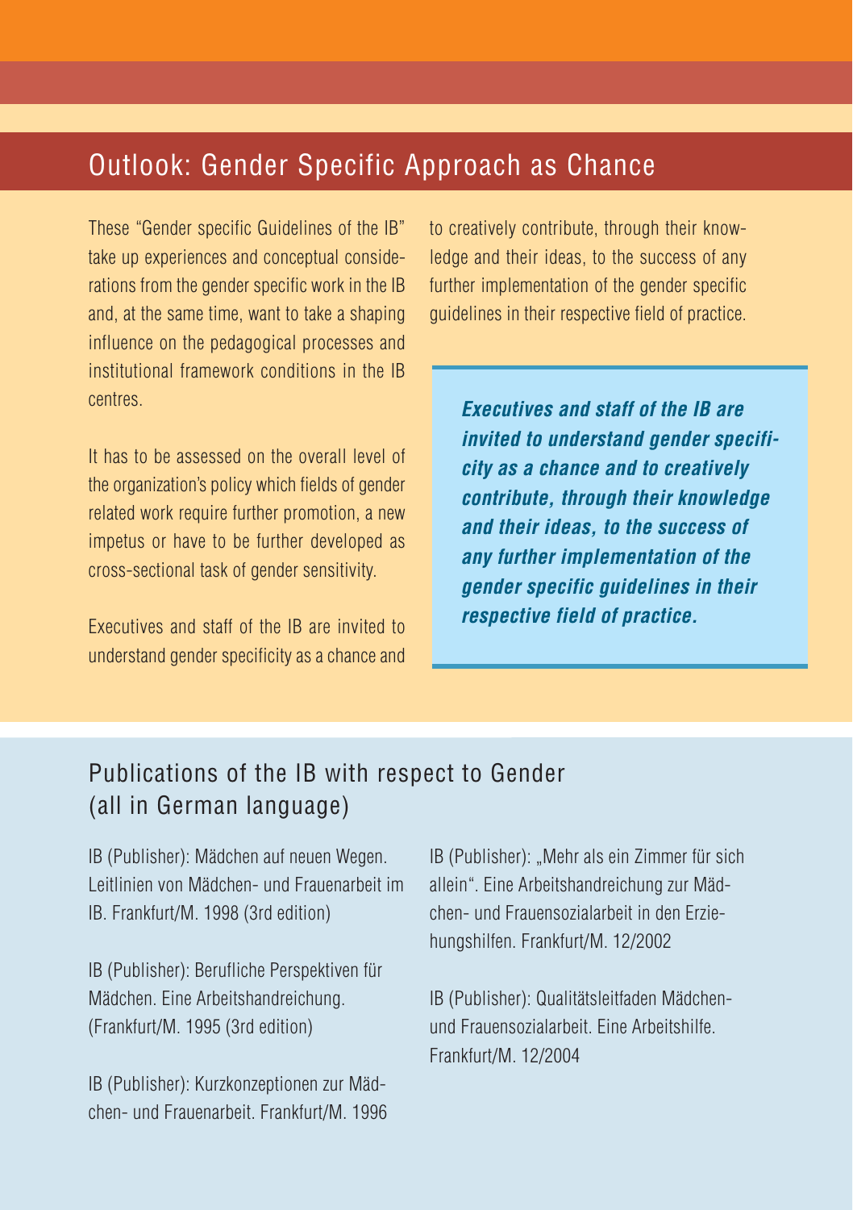## Outlook: Gender Specific Approach as Chance

These "Gender specific Guidelines of the IB" take up experiences and conceptual considerations from the gender specific work in the IB and, at the same time, want to take a shaping influence on the pedagogical processes and institutional framework conditions in the IB centres.

It has to be assessed on the overall level of the organization's policy which fields of gender related work require further promotion, a new impetus or have to be further developed as cross-sectional task of gender sensitivity.

Executives and staff of the IB are invited to understand gender specificity as a chance and to creatively contribute, through their knowledge and their ideas, to the success of any further implementation of the gender specific guidelines in their respective field of practice.

> ***Executives and staff of the IB are invited to understand gender specificity as a chance and to creatively contribute, through their knowledge and their ideas, to the success of any further implementation of the gender specific guidelines in their respective field of practice.***

## Publications of the IB with respect to Gender (all in German language)

IB (Publisher): Mädchen auf neuen Wegen. Leitlinien von Mädchen- und Frauenarbeit im IB. Frankfurt/M. 1998 (3rd edition)

IB (Publisher): Berufliche Perspektiven für Mädchen. Eine Arbeitshandreichung. (Frankfurt/M. 1995 (3rd edition)

IB (Publisher): Kurzkonzeptionen zur Mädchen- und Frauenarbeit. Frankfurt/M. 1996

IB (Publisher): „Mehr als ein Zimmer für sich allein". Eine Arbeitshandreichung zur Mädchen- und Frauensozialarbeit in den Erziehungshilfen. Frankfurt/M. 12/2002

IB (Publisher): Qualitätsleitfaden Mädchen- und Frauensozialarbeit. Eine Arbeitshilfe. Frankfurt/M. 12/2004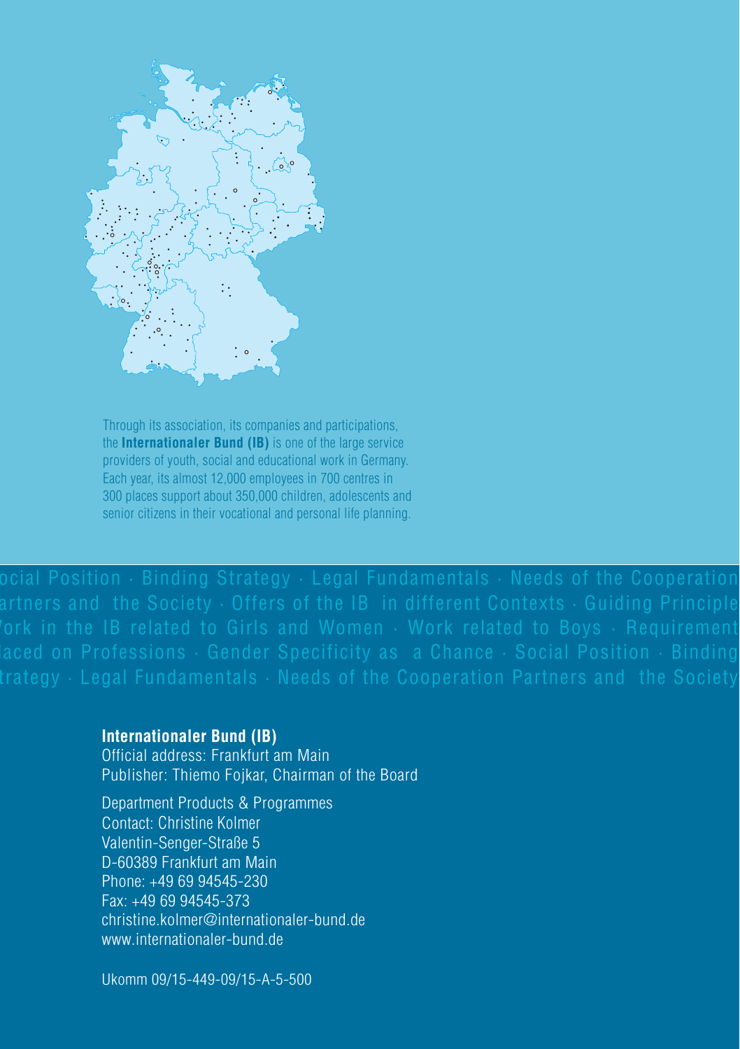Through its association, its companies and participations, the **Internationaler Bund (IB)** is one of the large service providers of youth, social and educational work in Germany. Each year, its almost 12,000 employees in 700 centres in 300 places support about 350,000 children, adolescents and senior citizens in their vocational and personal life planning.

ocial Position · Binding Strategy · Legal Fundamentals · Needs of the Cooperation artners and the Society · Offers of the IB in different Contexts · Guiding Principle Vork in the IB related to Girls and Women · Work related to Boys · Requirement laced on Professions · Gender Specificity as a Chance · Social Position · Binding trategy · Legal Fundamentals · Needs of the Cooperation Partners and the Society

**Internationaler Bund (IB)**
Official address: Frankfurt am Main
Publisher: Thiemo Fojkar, Chairman of the Board

Department Products & Programmes
Contact: Christine Kolmer
Valentin-Senger-Straße 5
D-60389 Frankfurt am Main
Phone: +49 69 94545-230
Fax: +49 69 94545-373
christine.kolmer@internationaler-bund.de
www.internationaler-bund.de

Ukomm 09/15-449-09/15-A-5-500